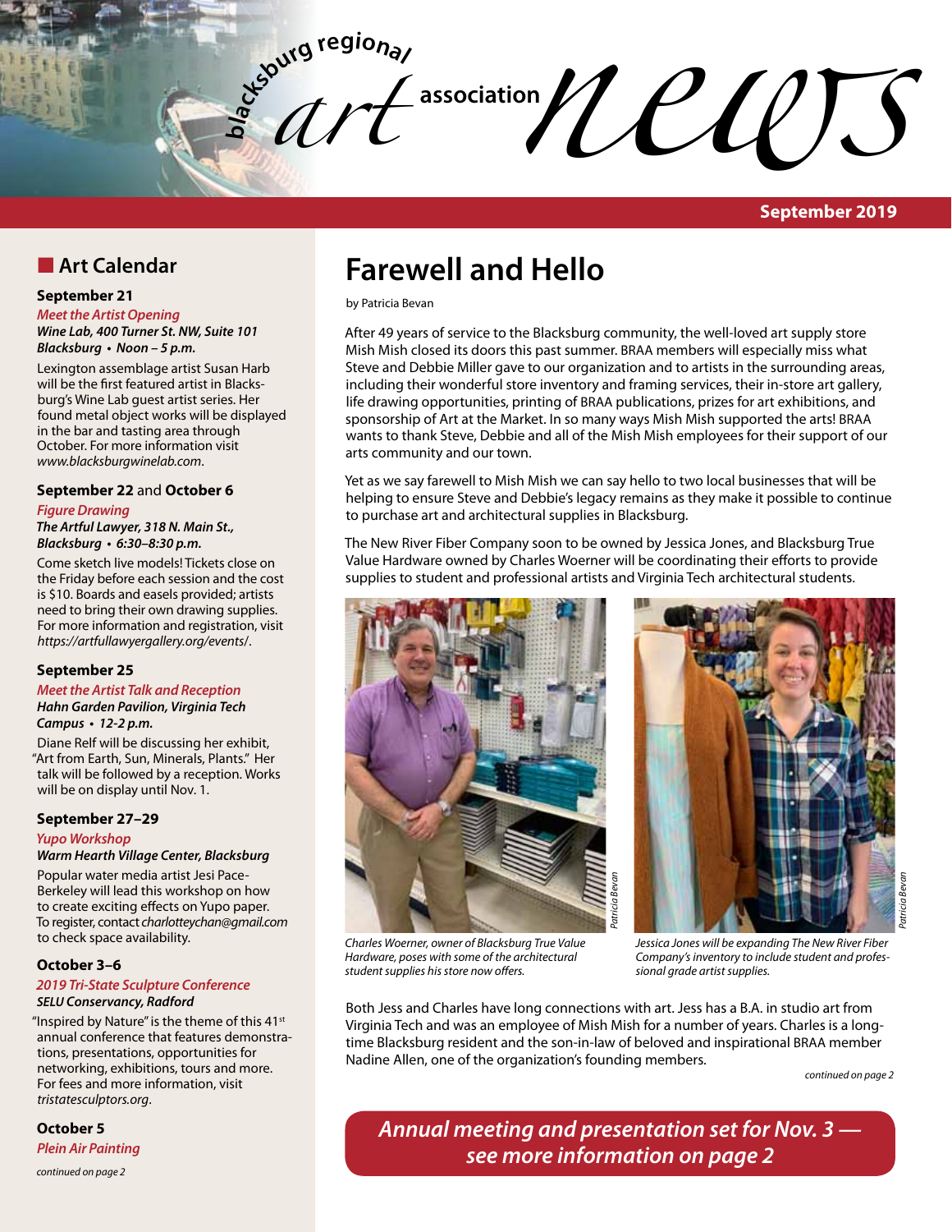# blacksburg regional art association news

**September 2019**

## Art Calendar

### September 21

*Meet the Artist Opening*

***Wine Lab, 400 Turner St. NW, Suite 101 Blacksburg • Noon – 5 p.m.***

Lexington assemblage artist Susan Harb will be the first featured artist in Blacksburg's Wine Lab guest artist series. Her found metal object works will be displayed in the bar and tasting area through October. For more information visit *www.blacksburgwinelab.com*.

### September 22 and October 6

*Figure Drawing*

***The Artful Lawyer, 318 N. Main St., Blacksburg • 6:30–8:30 p.m.***

Come sketch live models! Tickets close on the Friday before each session and the cost is $10. Boards and easels provided; artists need to bring their own drawing supplies. For more information and registration, visit *https://artfullawyergallery.org/events/*.

### September 25

*Meet the Artist Talk and Reception*

***Hahn Garden Pavilion, Virginia Tech Campus • 12-2 p.m.***

Diane Relf will be discussing her exhibit, "Art from Earth, Sun, Minerals, Plants." Her talk will be followed by a reception. Works will be on display until Nov. 1.

### September 27–29

*Yupo Workshop*

***Warm Hearth Village Center, Blacksburg***

Popular water media artist Jesi Pace-Berkeley will lead this workshop on how to create exciting effects on Yupo paper. To register, contact *charlotteychan@gmail.com* to check space availability.

### October 3–6

*2019 Tri-State Sculpture Conference*

***SELU Conservancy, Radford***

"Inspired by Nature" is the theme of this 41st annual conference that features demonstrations, presentations, opportunities for networking, exhibitions, tours and more. For fees and more information, visit *tristatesculptors.org*.

### October 5

*Plein Air Painting*

*continued on page 2*

# Farewell and Hello

by Patricia Bevan

After 49 years of service to the Blacksburg community, the well-loved art supply store Mish Mish closed its doors this past summer. BRAA members will especially miss what Steve and Debbie Miller gave to our organization and to artists in the surrounding areas, including their wonderful store inventory and framing services, their in-store art gallery, life drawing opportunities, printing of BRAA publications, prizes for art exhibitions, and sponsorship of Art at the Market. In so many ways Mish Mish supported the arts! BRAA wants to thank Steve, Debbie and all of the Mish Mish employees for their support of our arts community and our town.

Yet as we say farewell to Mish Mish we can say hello to two local businesses that will be helping to ensure Steve and Debbie's legacy remains as they make it possible to continue to purchase art and architectural supplies in Blacksburg.

The New River Fiber Company soon to be owned by Jessica Jones, and Blacksburg True Value Hardware owned by Charles Woerner will be coordinating their efforts to provide supplies to student and professional artists and Virginia Tech architectural students.

*Patricia Bevan*

*Charles Woerner, owner of Blacksburg True Value Hardware, poses with some of the architectural student supplies his store now offers.*

*Patricia Bevan*

*Jessica Jones will be expanding The New River Fiber Company's inventory to include student and professional grade artist supplies.*

Both Jess and Charles have long connections with art. Jess has a B.A. in studio art from Virginia Tech and was an employee of Mish Mish for a number of years. Charles is a long-time Blacksburg resident and the son-in-law of beloved and inspirational BRAA member Nadine Allen, one of the organization's founding members.

*continued on page 2*

***Annual meeting and presentation set for Nov. 3 — see more information on page 2***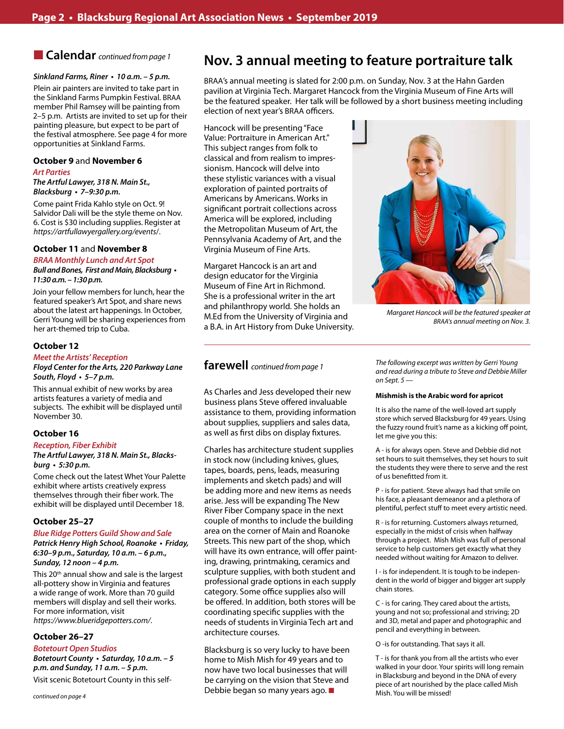## Calendar *continued from page 1*

***Sinkland Farms, Riner • 10 a.m. – 5 p.m.***

Plein air painters are invited to take part in the Sinkland Farms Pumpkin Festival. BRAA member Phil Ramsey will be painting from 2–5 p.m. Artists are invited to set up for their painting pleasure, but expect to be part of the festival atmosphere. See page 4 for more opportunities at Sinkland Farms.

### October 9 and November 6

*Art Parties*

***The Artful Lawyer, 318 N. Main St., Blacksburg • 7–9:30 p.m.***

Come paint Frida Kahlo style on Oct. 9! Salvidor Dali will be the style theme on Nov. 6. Cost is $30 including supplies. Register at *https://artfullawyergallery.org/events/*.

### October 11 and November 8

*BRAA Monthly Lunch and Art Spot*

***Bull and Bones, First and Main, Blacksburg • 11:30 a.m. – 1:30 p.m.***

Join your fellow members for lunch, hear the featured speaker's Art Spot, and share news about the latest art happenings. In October, Gerri Young will be sharing experiences from her art-themed trip to Cuba.

### October 12

*Meet the Artists' Reception*

***Floyd Center for the Arts, 220 Parkway Lane South, Floyd • 5–7 p.m.***

This annual exhibit of new works by area artists features a variety of media and subjects. The exhibit will be displayed until November 30.

### October 16

*Reception, Fiber Exhibit*

***The Artful Lawyer, 318 N. Main St., Blacksburg • 5:30 p.m.***

Come check out the latest Whet Your Palette exhibit where artists creatively express themselves through their fiber work. The exhibit will be displayed until December 18.

### October 25–27

*Blue Ridge Potters Guild Show and Sale*

***Patrick Henry High School, Roanoke • Friday, 6:30–9 p.m., Saturday, 10 a.m. – 6 p.m., Sunday, 12 noon – 4 p.m.***

This 20th annual show and sale is the largest all-pottery show in Virginia and features a wide range of work. More than 70 guild members will display and sell their works. For more information, visit *https://www.blueridgepotters.com/*.

### October 26–27

*Botetourt Open Studios*

***Botetourt County • Saturday, 10 a.m. – 5 p.m. and Sunday, 11 a.m. – 5 p.m.***

Visit scenic Botetourt County in this self-

*continued on page 4*

# Nov. 3 annual meeting to feature portraiture talk

BRAA's annual meeting is slated for 2:00 p.m. on Sunday, Nov. 3 at the Hahn Garden pavilion at Virginia Tech. Margaret Hancock from the Virginia Museum of Fine Arts will be the featured speaker. Her talk will be followed by a short business meeting including election of next year's BRAA officers.

Hancock will be presenting "Face Value: Portraiture in American Art." This subject ranges from folk to classical and from realism to impressionism. Hancock will delve into these stylistic variances with a visual exploration of painted portraits of Americans by Americans. Works in significant portrait collections across America will be explored, including the Metropolitan Museum of Art, the Pennsylvania Academy of Art, and the Virginia Museum of Fine Arts.

Margaret Hancock is an art and design educator for the Virginia Museum of Fine Art in Richmond. She is a professional writer in the art and philanthropy world. She holds an M.Ed from the University of Virginia and a B.A. in Art History from Duke University.

*Margaret Hancock will be the featured speaker at BRAA's annual meeting on Nov. 3.*

## farewell *continued from page 1*

As Charles and Jess developed their new business plans Steve offered invaluable assistance to them, providing information about supplies, suppliers and sales data, as well as first dibs on display fixtures.

Charles has architecture student supplies in stock now (including knives, glues, tapes, boards, pens, leads, measuring implements and sketch pads) and will be adding more and new items as needs arise. Jess will be expanding The New River Fiber Company space in the next couple of months to include the building area on the corner of Main and Roanoke Streets. This new part of the shop, which will have its own entrance, will offer painting, drawing, printmaking, ceramics and sculpture supplies, with both student and professional grade options in each supply category. Some office supplies also will be offered. In addition, both stores will be coordinating specific supplies with the needs of students in Virginia Tech art and architecture courses.

Blacksburg is so very lucky to have been home to Mish Mish for 49 years and to now have two local businesses that will be carrying on the vision that Steve and Debbie began so many years ago. ■

*The following excerpt was written by Gerri Young and read during a tribute to Steve and Debbie Miller on Sept. 5 —*

**Mishmish is the Arabic word for apricot**

It is also the name of the well-loved art supply store which served Blacksburg for 49 years. Using the fuzzy round fruit's name as a kicking off point, let me give you this:

A - is for always open. Steve and Debbie did not set hours to suit themselves, they set hours to suit the students they were there to serve and the rest of us benefitted from it.

P - is for patient. Steve always had that smile on his face, a pleasant demeanor and a plethora of plentiful, perfect stuff to meet every artistic need.

R - is for returning. Customers always returned, especially in the midst of crisis when halfway through a project. Mish Mish was full of personal service to help customers get exactly what they needed without waiting for Amazon to deliver.

I - is for independent. It is tough to be independent in the world of bigger and bigger art supply chain stores.

C - is for caring. They cared about the artists, young and not so; professional and striving; 2D and 3D, metal and paper and photographic and pencil and everything in between.

O -is for outstanding. That says it all.

T - is for thank you from all the artists who ever walked in your door. Your spirits will long remain in Blacksburg and beyond in the DNA of every piece of art nourished by the place called Mish Mish. You will be missed!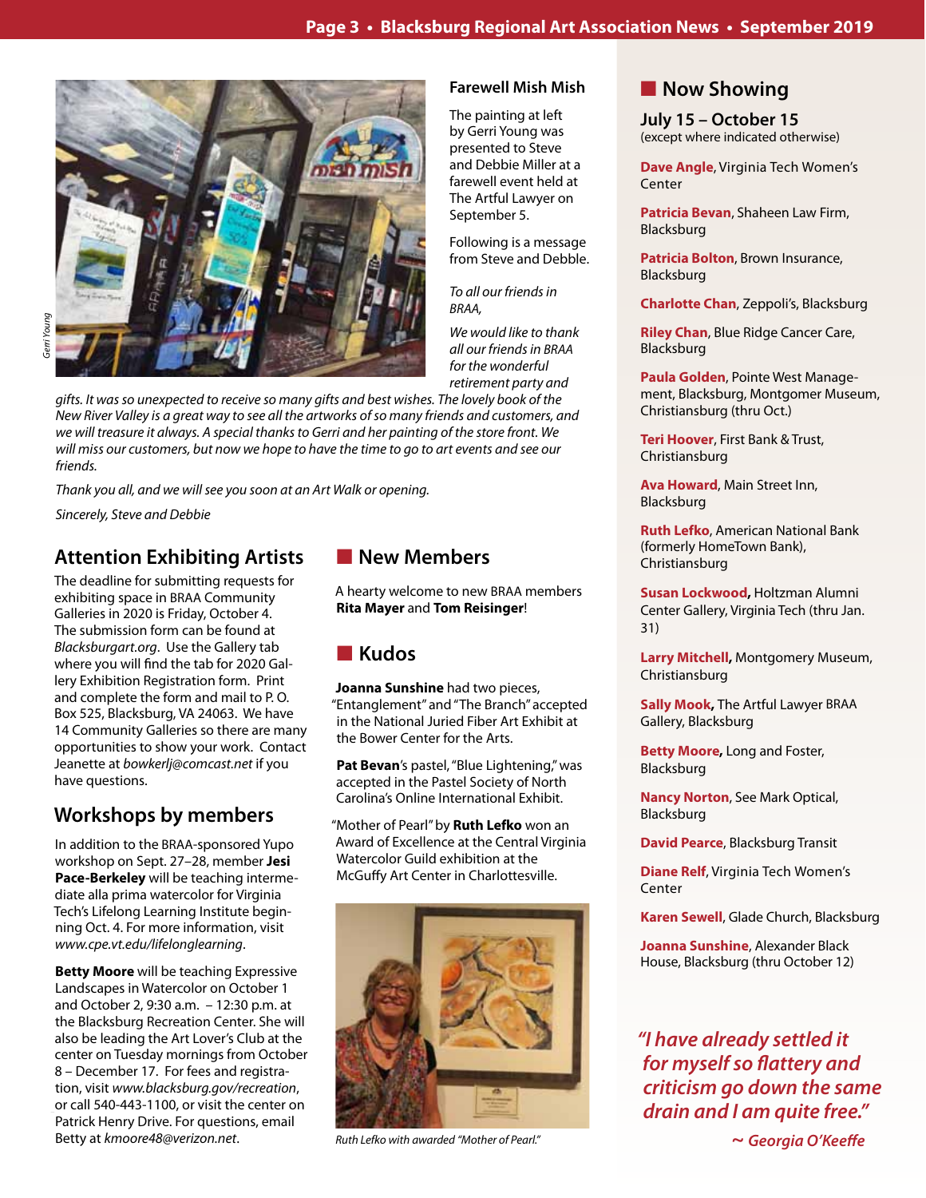## Farewell Mish Mish

The painting at left by Gerri Young was presented to Steve and Debbie Miller at a farewell event held at The Artful Lawyer on September 5.

Following is a message from Steve and Debble.

*To all our friends in BRAA,*

*We would like to thank all our friends in BRAA for the wonderful retirement party and gifts. It was so unexpected to receive so many gifts and best wishes. The lovely book of the New River Valley is a great way to see all the artworks of so many friends and customers, and we will treasure it always. A special thanks to Gerri and her painting of the store front. We will miss our customers, but now we hope to have the time to go to art events and see our friends.*

*Thank you all, and we will see you soon at an Art Walk or opening.*

*Sincerely, Steve and Debbie*

## Attention Exhibiting Artists

The deadline for submitting requests for exhibiting space in BRAA Community Galleries in 2020 is Friday, October 4. The submission form can be found at *Blacksburgart.org*. Use the Gallery tab where you will find the tab for 2020 Gallery Exhibition Registration form. Print and complete the form and mail to P. O. Box 525, Blacksburg, VA 24063. We have 14 Community Galleries so there are many opportunities to show your work. Contact Jeanette at *bowkerlj@comcast.net* if you have questions.

## Workshops by members

In addition to the BRAA-sponsored Yupo workshop on Sept. 27–28, member **Jesi Pace-Berkeley** will be teaching intermediate alla prima watercolor for Virginia Tech's Lifelong Learning Institute beginning Oct. 4. For more information, visit *www.cpe.vt.edu/lifelonglearning*.

**Betty Moore** will be teaching Expressive Landscapes in Watercolor on October 1 and October 2, 9:30 a.m. – 12:30 p.m. at the Blacksburg Recreation Center. She will also be leading the Art Lover's Club at the center on Tuesday mornings from October 8 – December 17. For fees and registration, visit *www.blacksburg.gov/recreation*, or call 540-443-1100, or visit the center on Patrick Henry Drive. For questions, email Betty at *kmoore48@verizon.net*.

## New Members

A hearty welcome to new BRAA members **Rita Mayer** and **Tom Reisinger**!

## Kudos

**Joanna Sunshine** had two pieces, "Entanglement" and "The Branch" accepted in the National Juried Fiber Art Exhibit at the Bower Center for the Arts.

**Pat Bevan**'s pastel, "Blue Lightening," was accepted in the Pastel Society of North Carolina's Online International Exhibit.

"Mother of Pearl" by **Ruth Lefko** won an Award of Excellence at the Central Virginia Watercolor Guild exhibition at the McGuffy Art Center in Charlottesville.

*Ruth Lefko with awarded "Mother of Pearl."*

## Now Showing

### July 15 – October 15
(except where indicated otherwise)

**Dave Angle**, Virginia Tech Women's Center

**Patricia Bevan**, Shaheen Law Firm, Blacksburg

**Patricia Bolton**, Brown Insurance, Blacksburg

**Charlotte Chan**, Zeppoli's, Blacksburg

**Riley Chan**, Blue Ridge Cancer Care, Blacksburg

**Paula Golden**, Pointe West Management, Blacksburg, Montgomer Museum, Christiansburg (thru Oct.)

**Teri Hoover**, First Bank & Trust, Christiansburg

**Ava Howard**, Main Street Inn, Blacksburg

**Ruth Lefko**, American National Bank (formerly HomeTown Bank), Christiansburg

**Susan Lockwood**, Holtzman Alumni Center Gallery, Virginia Tech (thru Jan. 31)

**Larry Mitchell**, Montgomery Museum, Christiansburg

**Sally Mook**, The Artful Lawyer BRAA Gallery, Blacksburg

**Betty Moore**, Long and Foster, Blacksburg

**Nancy Norton**, See Mark Optical, Blacksburg

**David Pearce**, Blacksburg Transit

**Diane Relf**, Virginia Tech Women's Center

**Karen Sewell**, Glade Church, Blacksburg

**Joanna Sunshine**, Alexander Black House, Blacksburg (thru October 12)

*"I have already settled it for myself so flattery and criticism go down the same drain and I am quite free."*

*~ Georgia O'Keeffe*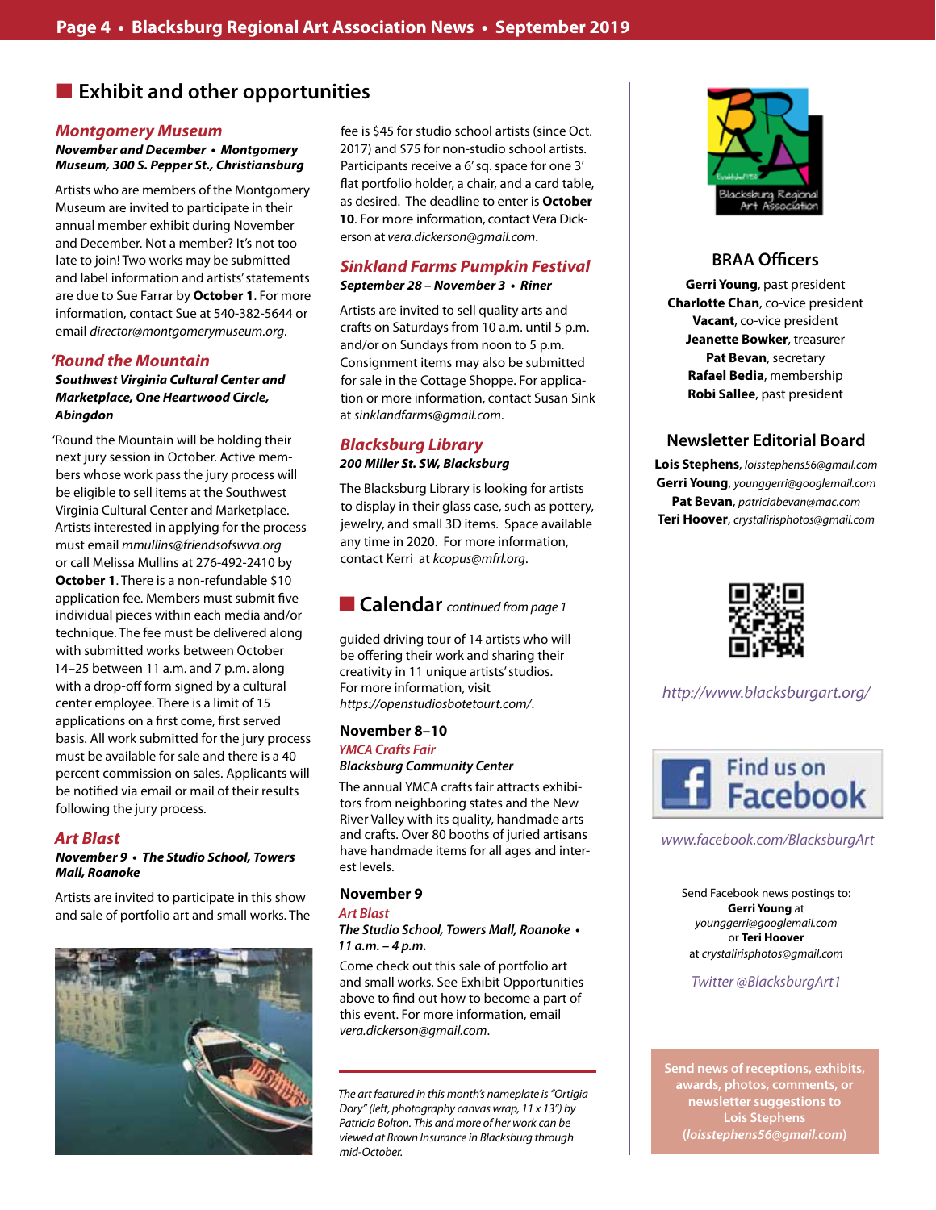## Exhibit and other opportunities

### Montgomery Museum

***November and December • Montgomery Museum, 300 S. Pepper St., Christiansburg***

Artists who are members of the Montgomery Museum are invited to participate in their annual member exhibit during November and December. Not a member? It's not too late to join! Two works may be submitted and label information and artists' statements are due to Sue Farrar by **October 1**. For more information, contact Sue at 540-382-5644 or email *director@montgomerymuseum.org*.

### 'Round the Mountain

***Southwest Virginia Cultural Center and Marketplace, One Heartwood Circle, Abingdon***

'Round the Mountain will be holding their next jury session in October. Active members whose work pass the jury process will be eligible to sell items at the Southwest Virginia Cultural Center and Marketplace. Artists interested in applying for the process must email *mmullins@friendsofswva.org* or call Melissa Mullins at 276-492-2410 by **October 1**. There is a non-refundable $10 application fee. Members must submit five individual pieces within each media and/or technique. The fee must be delivered along with submitted works between October 14–25 between 11 a.m. and 7 p.m. along with a drop-off form signed by a cultural center employee. There is a limit of 15 applications on a first come, first served basis. All work submitted for the jury process must be available for sale and there is a 40 percent commission on sales. Applicants will be notified via email or mail of their results following the jury process.

### Art Blast

***November 9 • The Studio School, Towers Mall, Roanoke***

Artists are invited to participate in this show and sale of portfolio art and small works. The fee is $45 for studio school artists (since Oct. 2017) and $75 for non-studio school artists. Participants receive a 6' sq. space for one 3' flat portfolio holder, a chair, and a card table, as desired. The deadline to enter is **October 10**. For more information, contact Vera Dickerson at *vera.dickerson@gmail.com*.

### Sinkland Farms Pumpkin Festival

***September 28 – November 3 • Riner***

Artists are invited to sell quality arts and crafts on Saturdays from 10 a.m. until 5 p.m. and/or on Sundays from noon to 5 p.m. Consignment items may also be submitted for sale in the Cottage Shoppe. For application or more information, contact Susan Sink at *sinklandfarms@gmail.com*.

### Blacksburg Library

***200 Miller St. SW, Blacksburg***

The Blacksburg Library is looking for artists to display in their glass case, such as pottery, jewelry, and small 3D items. Space available any time in 2020. For more information, contact Kerri at *kcopus@mfrl.org*.

## Calendar *continued from page 1*

guided driving tour of 14 artists who will be offering their work and sharing their creativity in 11 unique artists' studios. For more information, visit *https://openstudiosbotetourt.com/*.

**November 8–10**

*YMCA Crafts Fair*

***Blacksburg Community Center***

The annual YMCA crafts fair attracts exhibitors from neighboring states and the New River Valley with its quality, handmade arts and crafts. Over 80 booths of juried artisans have handmade items for all ages and interest levels.

**November 9**

*Art Blast*

***The Studio School, Towers Mall, Roanoke • 11 a.m. – 4 p.m.***

Come check out this sale of portfolio art and small works. See Exhibit Opportunities above to find out how to become a part of this event. For more information, email *vera.dickerson@gmail.com*.

*The art featured in this month's nameplate is "Ortigia Dory" (left, photography canvas wrap, 11 x 13") by Patricia Bolton. This and more of her work can be viewed at Brown Insurance in Blacksburg through mid-October.*

---

Blacksburg Regional Art Association

### BRAA Officers

**Gerri Young**, past president
**Charlotte Chan**, co-vice president
**Vacant**, co-vice president
**Jeanette Bowker**, treasurer
**Pat Bevan**, secretary
**Rafael Bedia**, membership
**Robi Sallee**, past president

### Newsletter Editorial Board

**Lois Stephens**, *loisstephens56@gmail.com*
**Gerri Young**, *younggerri@googlemail.com*
**Pat Bevan**, *patriciabevan@mac.com*
**Teri Hoover**, *crystalirisphotos@gmail.com*

*http://www.blacksburgart.org/*

Find us on Facebook

*www.facebook.com/BlacksburgArt*

Send Facebook news postings to:
**Gerri Young** at
*younggerri@googlemail.com*
or **Teri Hoover**
at *crystalirisphotos@gmail.com*

*Twitter @BlacksburgArt1*

**Send news of receptions, exhibits, awards, photos, comments, or newsletter suggestions to Lois Stephens (*loisstephens56@gmail.com*)**